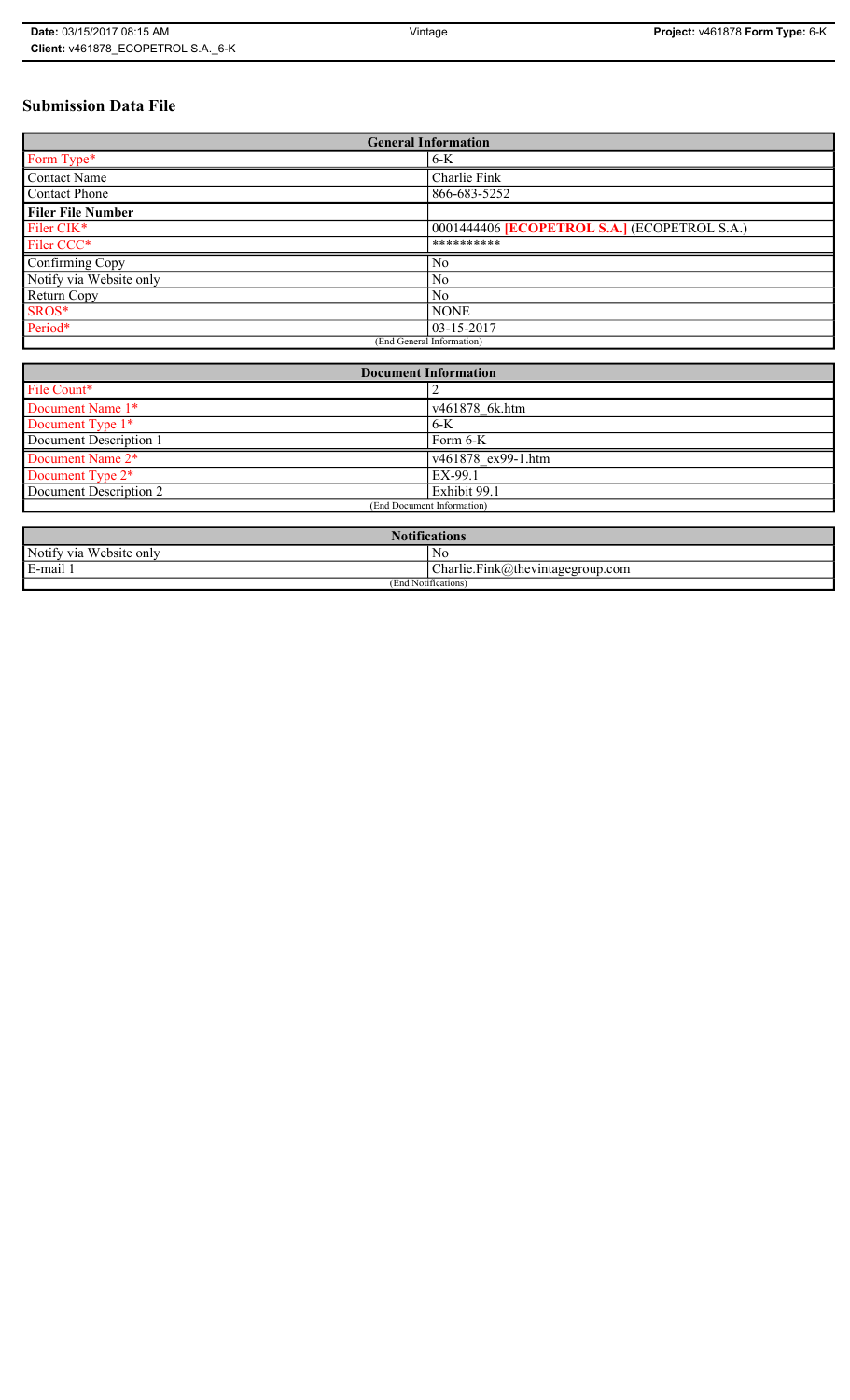# Submission Data File

| General Information | |
|---|---|
| Form Type* | 6-K |
| Contact Name | Charlie Fink |
| Contact Phone | 866-683-5252 |
| **Filer File Number** | |
| Filer CIK* | 0001444406 **[ECOPETROL S.A.]** (ECOPETROL S.A.) |
| Filer CCC* | ********** |
| Confirming Copy | No |
| Notify via Website only | No |
| Return Copy | No |
| SROS* | NONE |
| Period* | 03-15-2017 |
| (End General Information) | |

| Document Information | |
|---|---|
| File Count* | 2 |
| Document Name 1* | v461878_6k.htm |
| Document Type 1* | 6-K |
| Document Description 1 | Form 6-K |
| Document Name 2* | v461878_ex99-1.htm |
| Document Type 2* | EX-99.1 |
| Document Description 2 | Exhibit 99.1 |
| (End Document Information) | |

| Notifications | |
|---|---|
| Notify via Website only | No |
| E-mail 1 | Charlie.Fink@thevintagegroup.com |
| (End Notifications) | |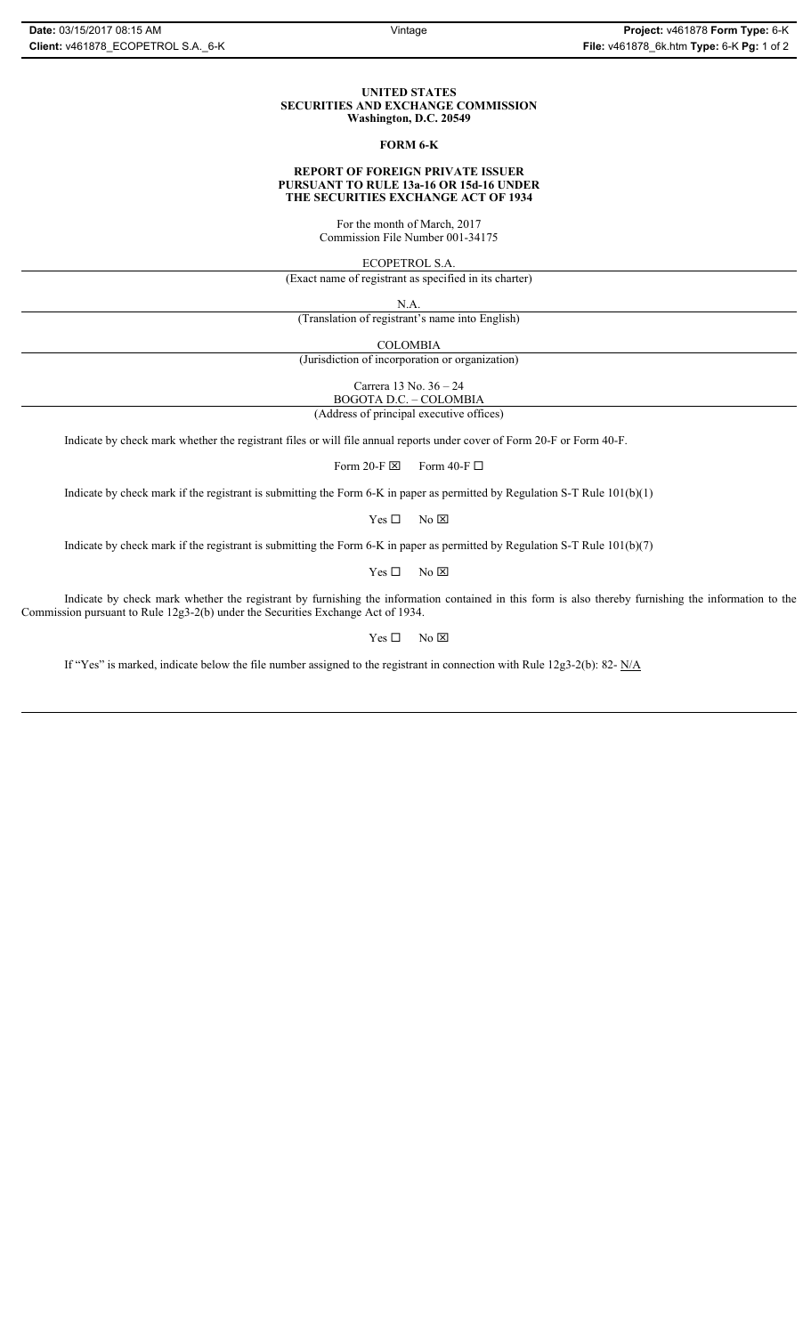**UNITED STATES**
**SECURITIES AND EXCHANGE COMMISSION**
**Washington, D.C. 20549**

**FORM 6-K**

**REPORT OF FOREIGN PRIVATE ISSUER**
**PURSUANT TO RULE 13a-16 OR 15d-16 UNDER**
**THE SECURITIES EXCHANGE ACT OF 1934**

For the month of March, 2017
Commission File Number 001-34175

ECOPETROL S.A.
(Exact name of registrant as specified in its charter)

N.A.
(Translation of registrant's name into English)

COLOMBIA
(Jurisdiction of incorporation or organization)

Carrera 13 No. 36 – 24
BOGOTA D.C. – COLOMBIA
(Address of principal executive offices)

Indicate by check mark whether the registrant files or will file annual reports under cover of Form 20-F or Form 40-F.

Form 20-F ☒ Form 40-F ☐

Indicate by check mark if the registrant is submitting the Form 6-K in paper as permitted by Regulation S-T Rule 101(b)(1)

Yes ☐ No ☒

Indicate by check mark if the registrant is submitting the Form 6-K in paper as permitted by Regulation S-T Rule 101(b)(7)

Yes ☐ No ☒

Indicate by check mark whether the registrant by furnishing the information contained in this form is also thereby furnishing the information to the Commission pursuant to Rule 12g3-2(b) under the Securities Exchange Act of 1934.

Yes ☐ No ☒

If "Yes" is marked, indicate below the file number assigned to the registrant in connection with Rule 12g3-2(b): 82- N/A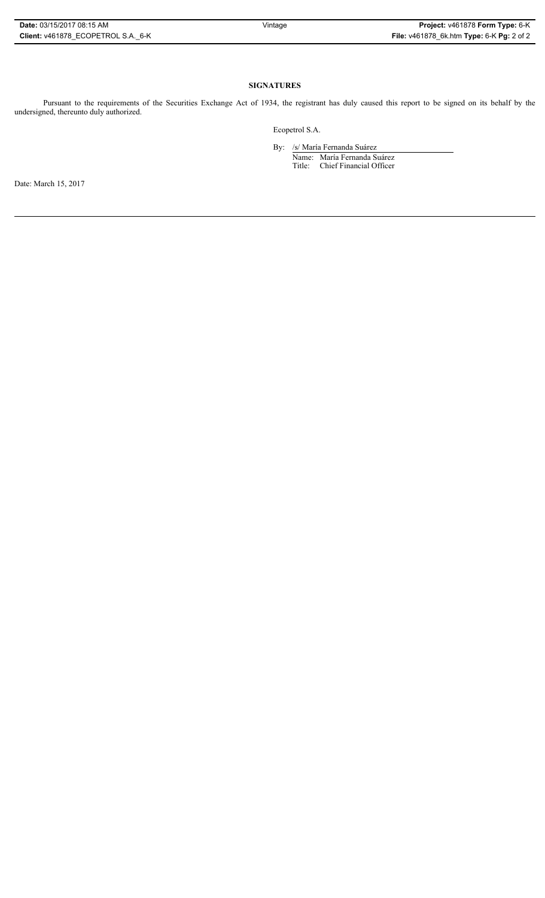**SIGNATURES**

Pursuant to the requirements of the Securities Exchange Act of 1934, the registrant has duly caused this report to be signed on its behalf by the undersigned, thereunto duly authorized.

Ecopetrol S.A.

By: /s/ María Fernanda Suárez

Name: María Fernanda Suárez

Title: Chief Financial Officer

Date: March 15, 2017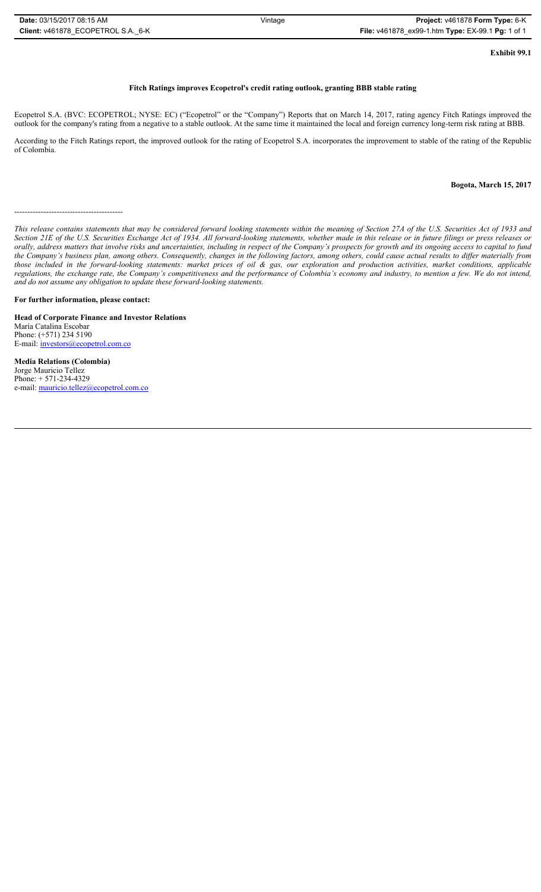**Exhibit 99.1**

**Fitch Ratings improves Ecopetrol's credit rating outlook, granting BBB stable rating**

Ecopetrol S.A. (BVC: ECOPETROL; NYSE: EC) ("Ecopetrol" or the "Company") Reports that on March 14, 2017, rating agency Fitch Ratings improved the outlook for the company's rating from a negative to a stable outlook. At the same time it maintained the local and foreign currency long-term risk rating at BBB.

According to the Fitch Ratings report, the improved outlook for the rating of Ecopetrol S.A. incorporates the improvement to stable of the rating of the Republic of Colombia.

**Bogota, March 15, 2017**

-----------------------------------------

*This release contains statements that may be considered forward looking statements within the meaning of Section 27A of the U.S. Securities Act of 1933 and Section 21E of the U.S. Securities Exchange Act of 1934. All forward-looking statements, whether made in this release or in future filings or press releases or orally, address matters that involve risks and uncertainties, including in respect of the Company's prospects for growth and its ongoing access to capital to fund the Company's business plan, among others. Consequently, changes in the following factors, among others, could cause actual results to differ materially from those included in the forward-looking statements: market prices of oil & gas, our exploration and production activities, market conditions, applicable regulations, the exchange rate, the Company's competitiveness and the performance of Colombia's economy and industry, to mention a few. We do not intend, and do not assume any obligation to update these forward-looking statements.*

**For further information, please contact:**

**Head of Corporate Finance and Investor Relations**
María Catalina Escobar
Phone: (+571) 234 5190
E-mail: investors@ecopetrol.com.co

**Media Relations (Colombia)**
Jorge Mauricio Tellez
Phone: + 571-234-4329
e-mail: mauricio.tellez@ecopetrol.com.co